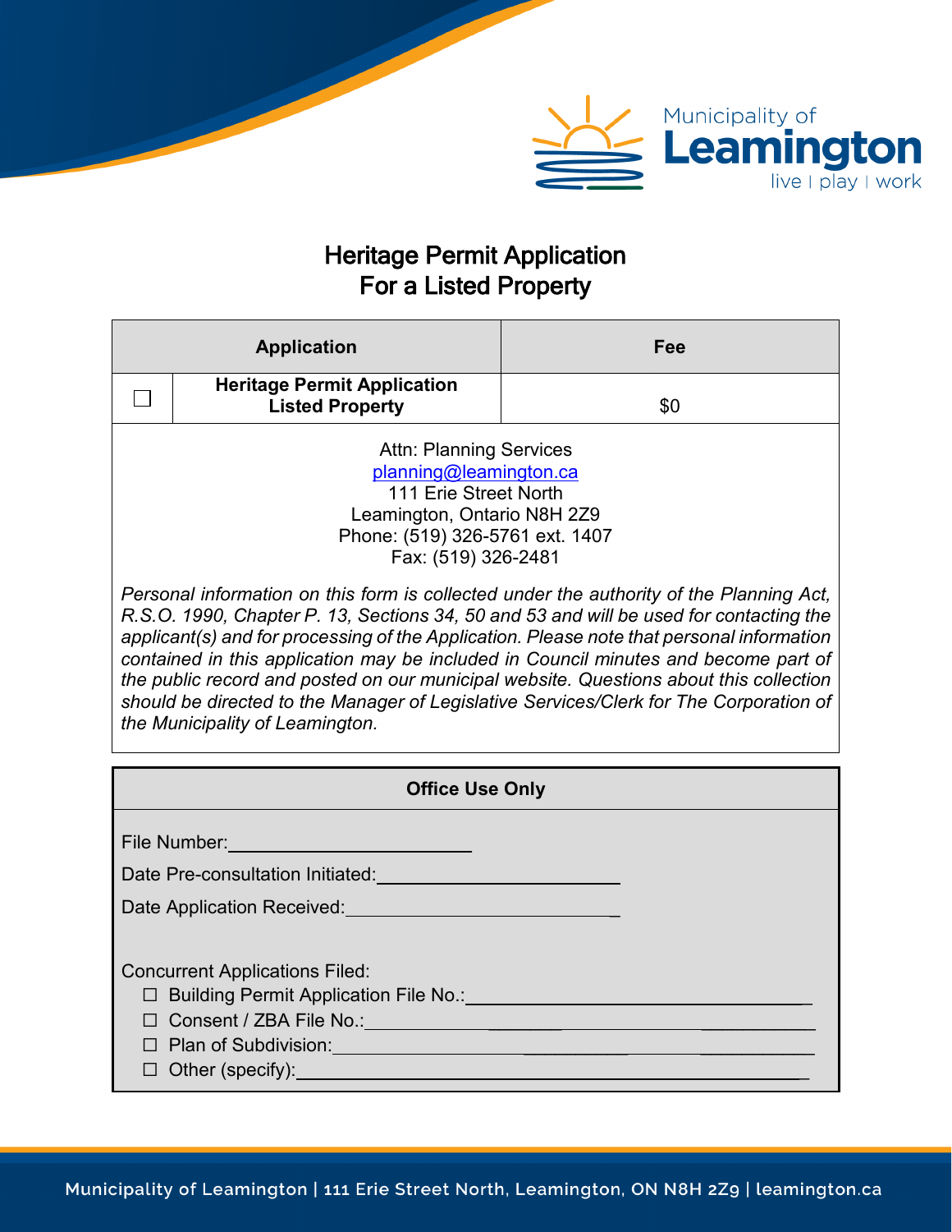# Heritage Permit Application
# For a Listed Property

| | Application | Fee |
|---|---|---|
| ☐ | **Heritage Permit Application Listed Property** | $0 |

Attn: Planning Services
planning@leamington.ca
111 Erie Street North
Leamington, Ontario N8H 2Z9
Phone: (519) 326-5761 ext. 1407
Fax: (519) 326-2481

*Personal information on this form is collected under the authority of the Planning Act, R.S.O. 1990, Chapter P. 13, Sections 34, 50 and 53 and will be used for contacting the applicant(s) and for processing of the Application. Please note that personal information contained in this application may be included in Council minutes and become part of the public record and posted on our municipal website. Questions about this collection should be directed to the Manager of Legislative Services/Clerk for The Corporation of the Municipality of Leamington.*

**Office Use Only**

File Number: ______________________

Date Pre-consultation Initiated: ______________________

Date Application Received: ______________________

Concurrent Applications Filed:

- ☐ Building Permit Application File No.: ______________________
- ☐ Consent / ZBA File No.: ______________________
- ☐ Plan of Subdivision: ______________________
- ☐ Other (specify): ______________________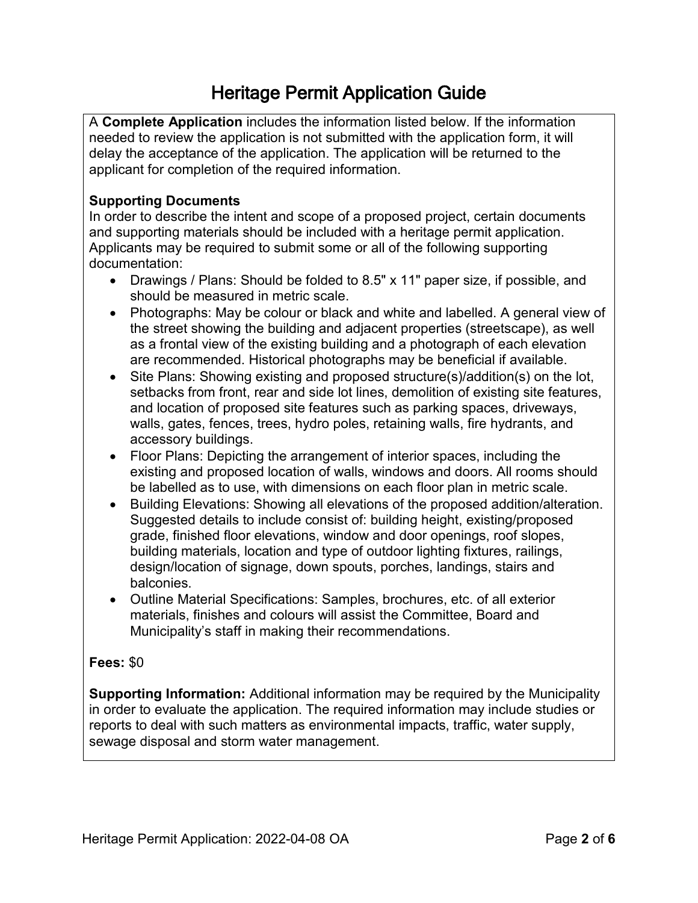# Heritage Permit Application Guide

A **Complete Application** includes the information listed below. If the information needed to review the application is not submitted with the application form, it will delay the acceptance of the application. The application will be returned to the applicant for completion of the required information.

**Supporting Documents**
In order to describe the intent and scope of a proposed project, certain documents and supporting materials should be included with a heritage permit application. Applicants may be required to submit some or all of the following supporting documentation:

- Drawings / Plans: Should be folded to 8.5" x 11" paper size, if possible, and should be measured in metric scale.
- Photographs: May be colour or black and white and labelled. A general view of the street showing the building and adjacent properties (streetscape), as well as a frontal view of the existing building and a photograph of each elevation are recommended. Historical photographs may be beneficial if available.
- Site Plans: Showing existing and proposed structure(s)/addition(s) on the lot, setbacks from front, rear and side lot lines, demolition of existing site features, and location of proposed site features such as parking spaces, driveways, walls, gates, fences, trees, hydro poles, retaining walls, fire hydrants, and accessory buildings.
- Floor Plans: Depicting the arrangement of interior spaces, including the existing and proposed location of walls, windows and doors. All rooms should be labelled as to use, with dimensions on each floor plan in metric scale.
- Building Elevations: Showing all elevations of the proposed addition/alteration. Suggested details to include consist of: building height, existing/proposed grade, finished floor elevations, window and door openings, roof slopes, building materials, location and type of outdoor lighting fixtures, railings, design/location of signage, down spouts, porches, landings, stairs and balconies.
- Outline Material Specifications: Samples, brochures, etc. of all exterior materials, finishes and colours will assist the Committee, Board and Municipality's staff in making their recommendations.

**Fees:** $0

**Supporting Information:** Additional information may be required by the Municipality in order to evaluate the application. The required information may include studies or reports to deal with such matters as environmental impacts, traffic, water supply, sewage disposal and storm water management.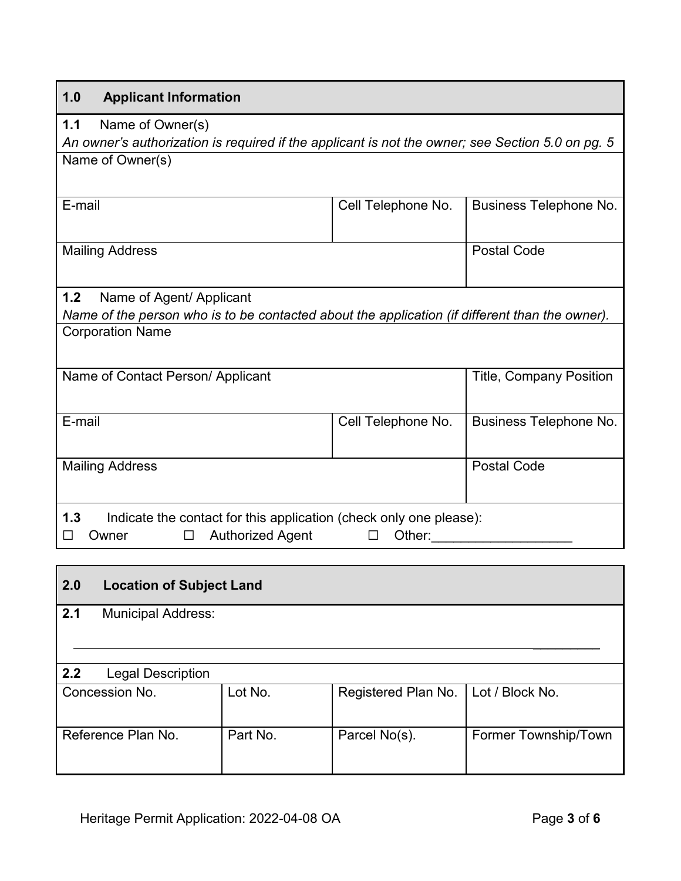## 1.0 Applicant Information

**1.1** Name of Owner(s)

*An owner's authorization is required if the applicant is not the owner; see Section 5.0 on pg. 5*

| Name of Owner(s) | | |
|---|---|---|
| E-mail | Cell Telephone No. | Business Telephone No. |
| Mailing Address | | Postal Code |

**1.2** Name of Agent/ Applicant

*Name of the person who is to be contacted about the application (if different than the owner).*

| Corporation Name | | |
|---|---|---|
| Name of Contact Person/ Applicant | | Title, Company Position |
| E-mail | Cell Telephone No. | Business Telephone No. |
| Mailing Address | | Postal Code |

**1.3** Indicate the contact for this application (check only one please):

☐ Owner ☐ Authorized Agent ☐ Other:___________________

## 2.0 Location of Subject Land

**2.1** Municipal Address:

_______________________________________________________________________

**2.2** Legal Description

| Concession No. | Lot No. | Registered Plan No. | Lot / Block No. |
|---|---|---|---|
| Reference Plan No. | Part No. | Parcel No(s). | Former Township/Town |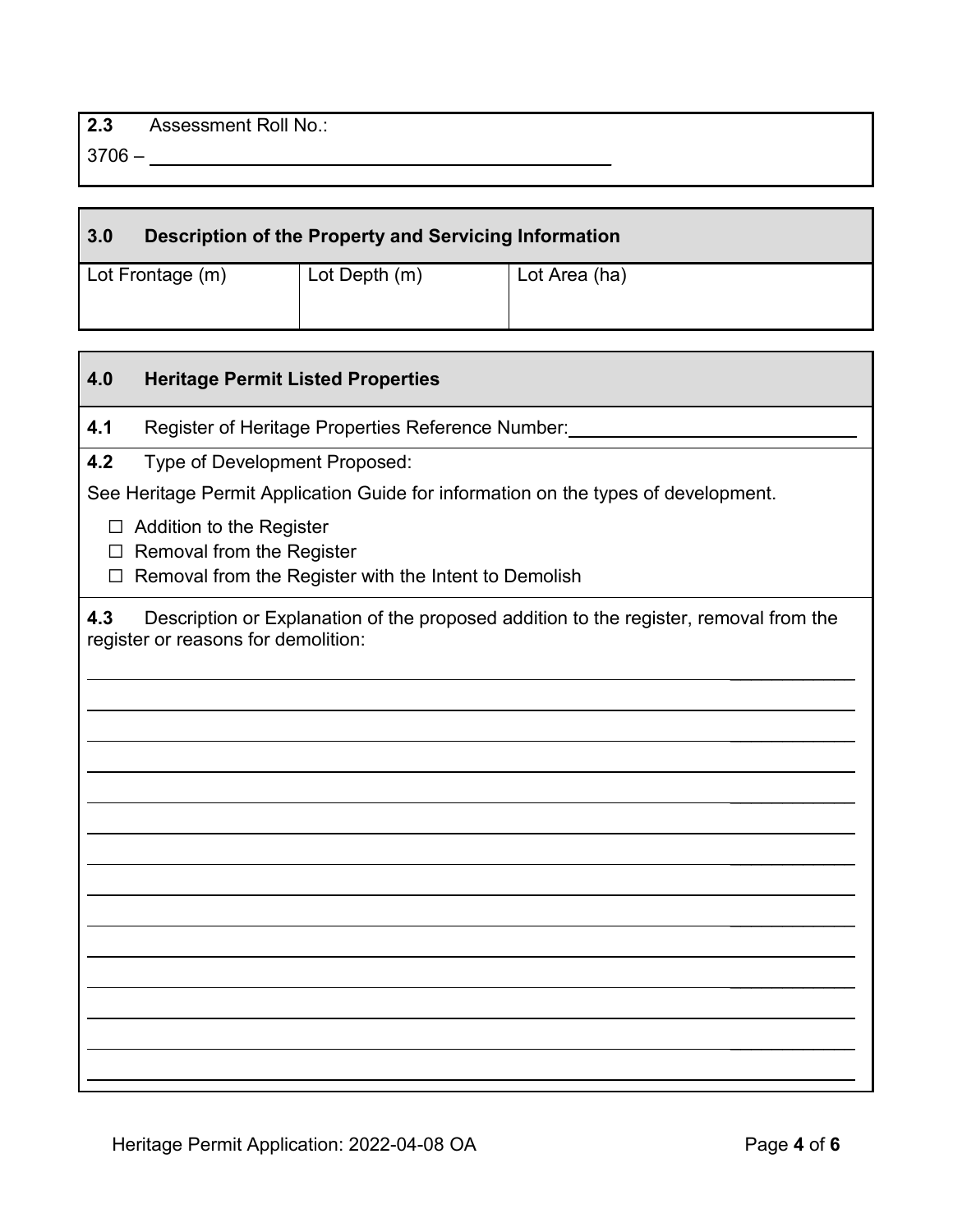**2.3** Assessment Roll No.:

3706 – ________________________________________

## 3.0 Description of the Property and Servicing Information

| Lot Frontage (m) | Lot Depth (m) | Lot Area (ha) |
|---|---|---|
| | | |

## 4.0 Heritage Permit Listed Properties

**4.1** Register of Heritage Properties Reference Number: ____________________________

**4.2** Type of Development Proposed:

See Heritage Permit Application Guide for information on the types of development.

- ☐ Addition to the Register
- ☐ Removal from the Register
- ☐ Removal from the Register with the Intent to Demolish

**4.3** Description or Explanation of the proposed addition to the register, removal from the register or reasons for demolition:

________________________________________________________________________

________________________________________________________________________

________________________________________________________________________

________________________________________________________________________

________________________________________________________________________

________________________________________________________________________

________________________________________________________________________

________________________________________________________________________

________________________________________________________________________

________________________________________________________________________

________________________________________________________________________

________________________________________________________________________

________________________________________________________________________

________________________________________________________________________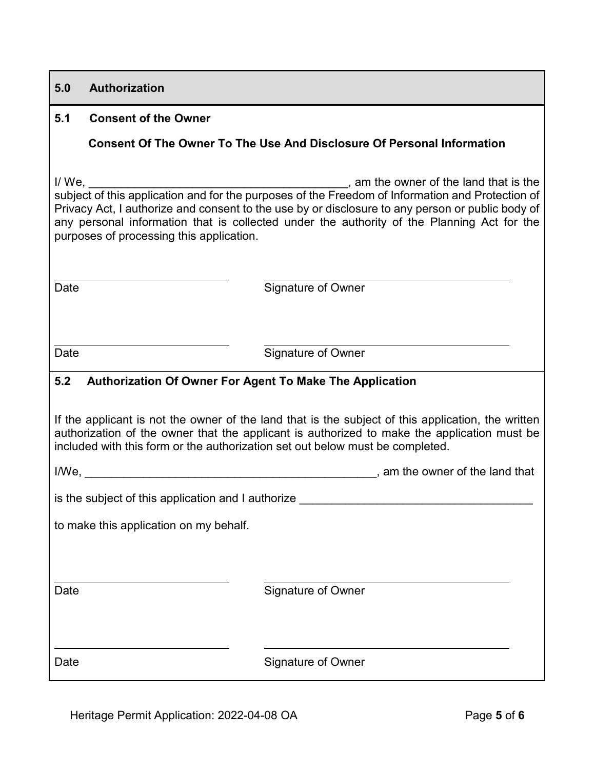## 5.0 Authorization

### 5.1 Consent of the Owner

**Consent Of The Owner To The Use And Disclosure Of Personal Information**

I/ We, ________________________________________, am the owner of the land that is the subject of this application and for the purposes of the Freedom of Information and Protection of Privacy Act, I authorize and consent to the use by or disclosure to any person or public body of any personal information that is collected under the authority of the Planning Act for the purposes of processing this application.

| | |
|---|---|
| ______________________ | ______________________ |
| Date | Signature of Owner |
| ______________________ | ______________________ |
| Date | Signature of Owner |

### 5.2 Authorization Of Owner For Agent To Make The Application

If the applicant is not the owner of the land that is the subject of this application, the written authorization of the owner that the applicant is authorized to make the application must be included with this form or the authorization set out below must be completed.

I/We, ____________________________________________, am the owner of the land that

is the subject of this application and I authorize ___________________________________

to make this application on my behalf.

| | |
|---|---|
| ______________________ | ______________________ |
| Date | Signature of Owner |
| ______________________ | ______________________ |
| Date | Signature of Owner |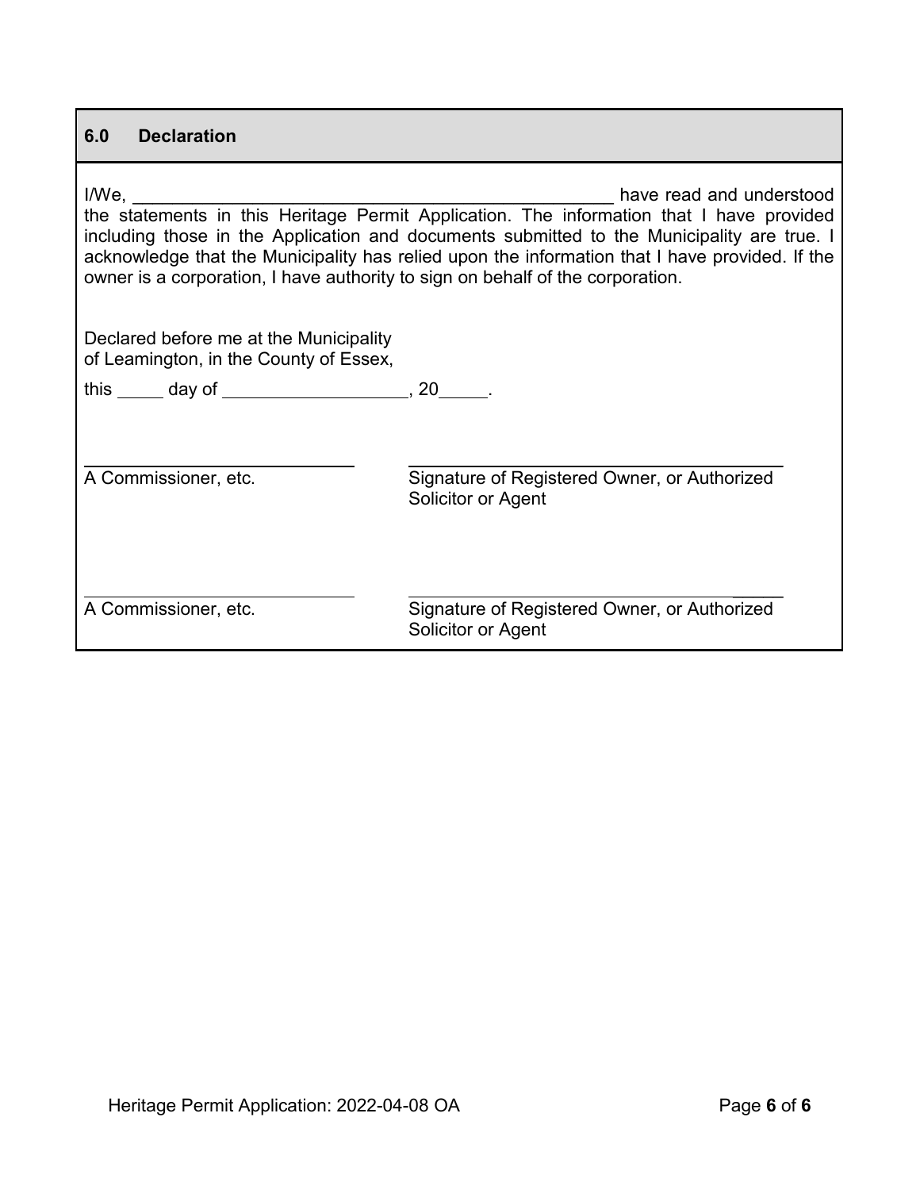## 6.0 Declaration

I/We, ____________________________________________________ have read and understood the statements in this Heritage Permit Application. The information that I have provided including those in the Application and documents submitted to the Municipality are true. I acknowledge that the Municipality has relied upon the information that I have provided. If the owner is a corporation, I have authority to sign on behalf of the corporation.

Declared before me at the Municipality of Leamington, in the County of Essex,

this _____ day of ___________________, 20_____.

| | |
|---|---|
| ______________________________ | ________________________________________ |
| A Commissioner, etc. | Signature of Registered Owner, or Authorized Solicitor or Agent |
| ______________________________ | ________________________________________ |
| A Commissioner, etc. | Signature of Registered Owner, or Authorized Solicitor or Agent |